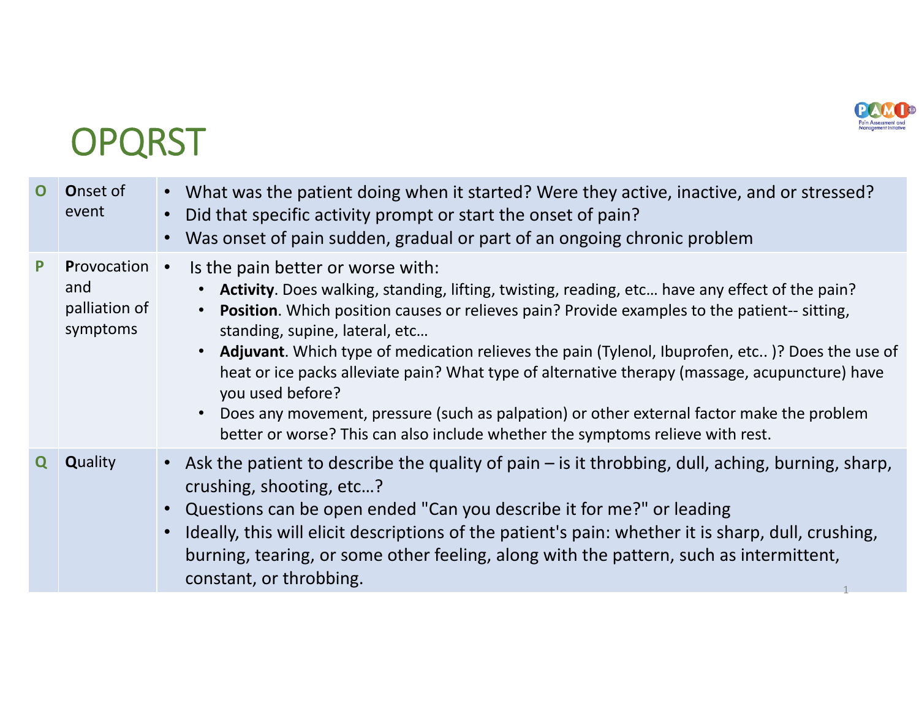# OPQRST

| | | |
|---|---|---|
| O | **O**nset of event | • What was the patient doing when it started? Were they active, inactive, and or stressed?<br>• Did that specific activity prompt or start the onset of pain?<br>• Was onset of pain sudden, gradual or part of an ongoing chronic problem |
| P | **P**rovocation and palliation of symptoms | • Is the pain better or worse with:<br>  • **Activity**. Does walking, standing, lifting, twisting, reading, etc… have any effect of the pain?<br>  • **Position**. Which position causes or relieves pain? Provide examples to the patient-- sitting, standing, supine, lateral, etc…<br>  • **Adjuvant**. Which type of medication relieves the pain (Tylenol, Ibuprofen, etc.. )? Does the use of heat or ice packs alleviate pain? What type of alternative therapy (massage, acupuncture) have you used before?<br>  • Does any movement, pressure (such as palpation) or other external factor make the problem better or worse? This can also include whether the symptoms relieve with rest. |
| Q | **Q**uality | • Ask the patient to describe the quality of pain – is it throbbing, dull, aching, burning, sharp, crushing, shooting, etc…?<br>• Questions can be open ended "Can you describe it for me?" or leading<br>• Ideally, this will elicit descriptions of the patient's pain: whether it is sharp, dull, crushing, burning, tearing, or some other feeling, along with the pattern, such as intermittent, constant, or throbbing. |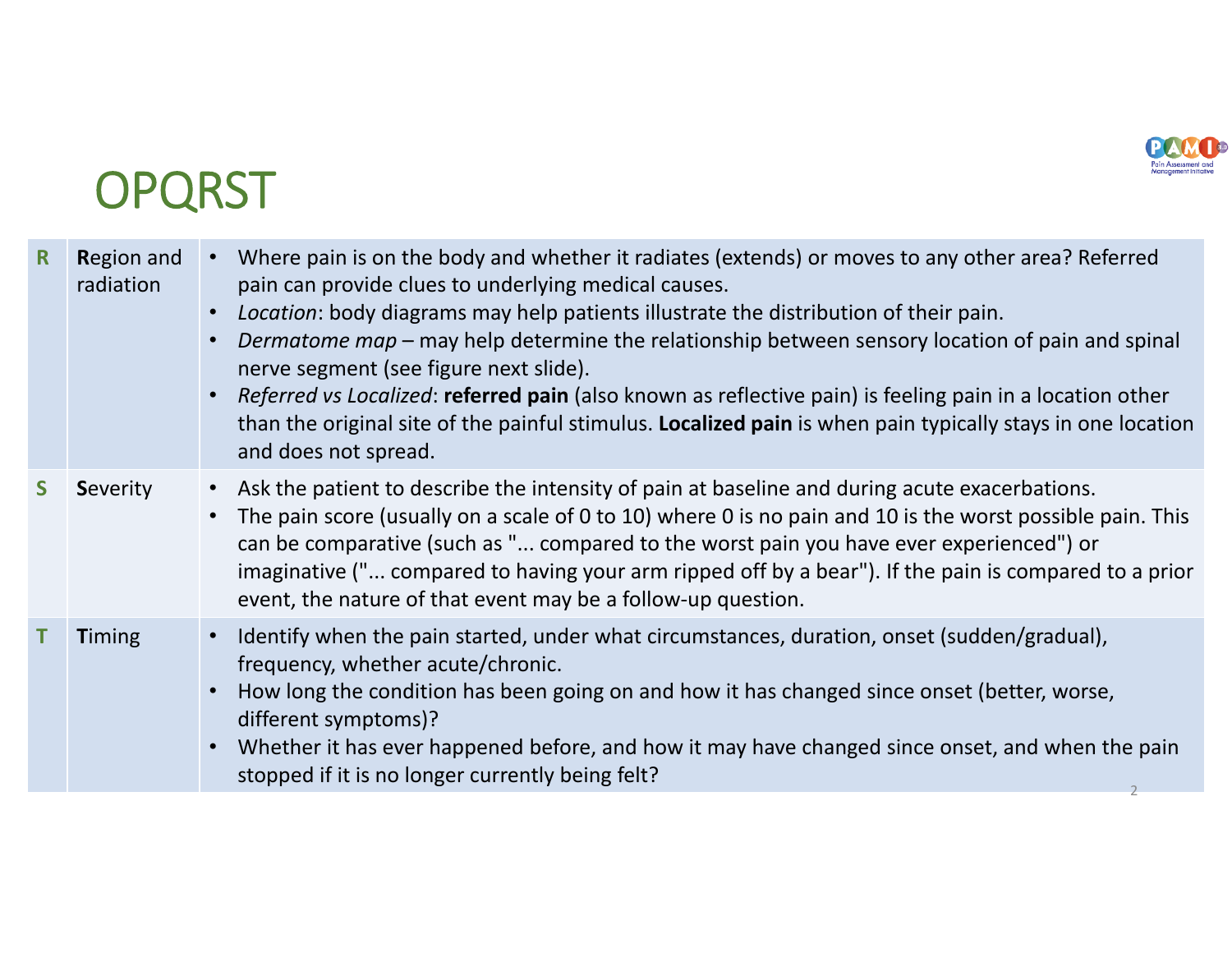# OPQRST

| | | |
|---|---|---|
| **R** | **R**egion and radiation | • Where pain is on the body and whether it radiates (extends) or moves to any other area? Referred pain can provide clues to underlying medical causes.<br>• *Location*: body diagrams may help patients illustrate the distribution of their pain.<br>• *Dermatome map* – may help determine the relationship between sensory location of pain and spinal nerve segment (see figure next slide).<br>• *Referred vs Localized*: **referred pain** (also known as reflective pain) is feeling pain in a location other than the original site of the painful stimulus. **Localized pain** is when pain typically stays in one location and does not spread. |
| **S** | **S**everity | • Ask the patient to describe the intensity of pain at baseline and during acute exacerbations.<br>• The pain score (usually on a scale of 0 to 10) where 0 is no pain and 10 is the worst possible pain. This can be comparative (such as "... compared to the worst pain you have ever experienced") or imaginative ("... compared to having your arm ripped off by a bear"). If the pain is compared to a prior event, the nature of that event may be a follow-up question. |
| **T** | **T**iming | • Identify when the pain started, under what circumstances, duration, onset (sudden/gradual), frequency, whether acute/chronic.<br>• How long the condition has been going on and how it has changed since onset (better, worse, different symptoms)?<br>• Whether it has ever happened before, and how it may have changed since onset, and when the pain stopped if it is no longer currently being felt? |